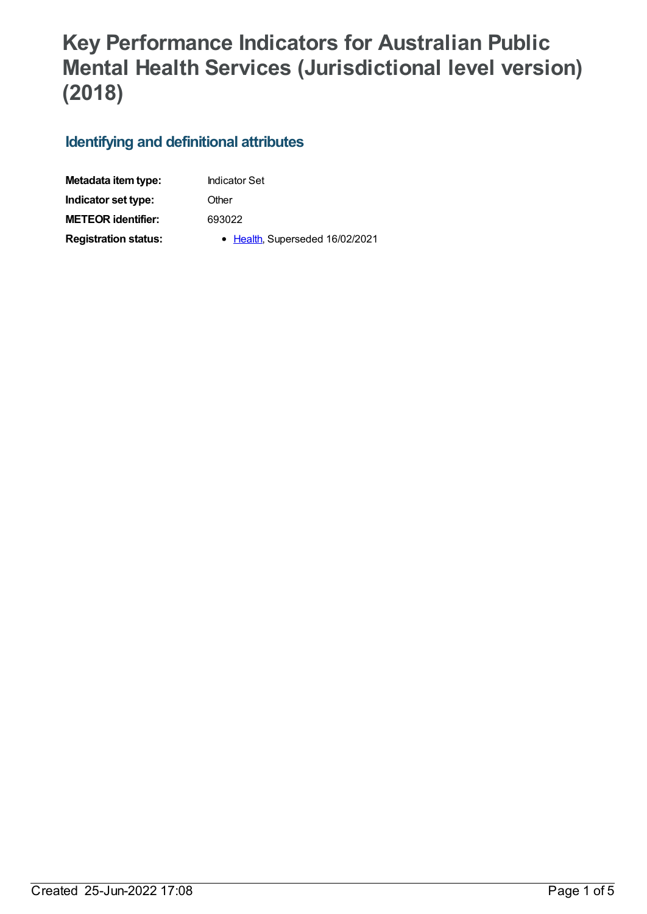# Key Performance Indicators for Australian Public Mental Health Services (Jurisdictional level version) (2018)

## Identifying and definitional attributes

| | |
|---|---|
| **Metadata item type:** | Indicator Set |
| **Indicator set type:** | Other |
| **METEOR identifier:** | 693022 |
| **Registration status:** | • Health, Superseded 16/02/2021 |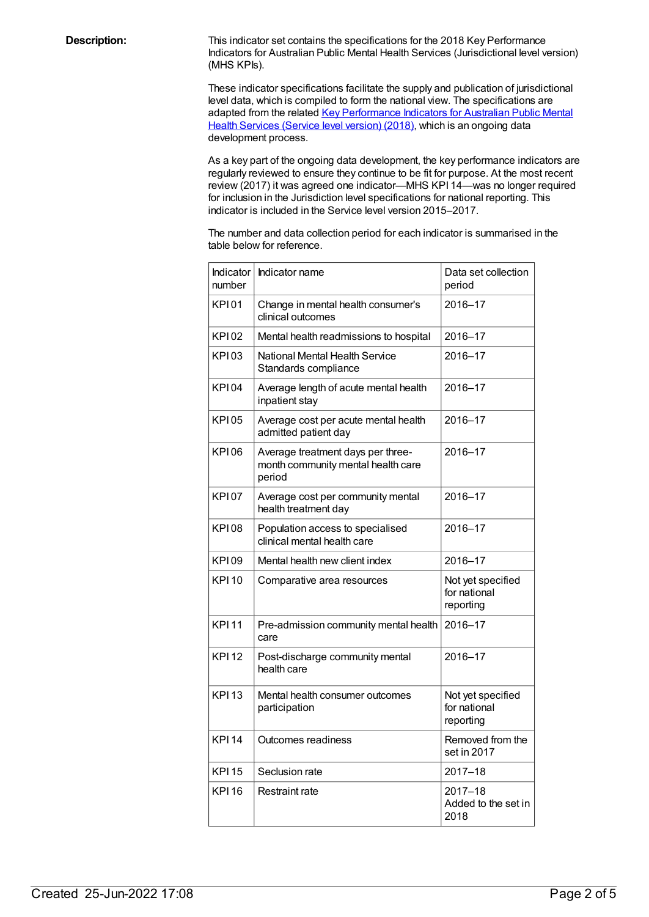**Description:**

This indicator set contains the specifications for the 2018 Key Performance Indicators for Australian Public Mental Health Services (Jurisdictional level version) (MHS KPIs).

These indicator specifications facilitate the supply and publication of jurisdictional level data, which is compiled to form the national view. The specifications are adapted from the related Key Performance Indicators for Australian Public Mental Health Services (Service level version) (2018), which is an ongoing data development process.

As a key part of the ongoing data development, the key performance indicators are regularly reviewed to ensure they continue to be fit for purpose. At the most recent review (2017) it was agreed one indicator—MHS KPI 14—was no longer required for inclusion in the Jurisdiction level specifications for national reporting. This indicator is included in the Service level version 2015–2017.

The number and data collection period for each indicator is summarised in the table below for reference.

| Indicator number | Indicator name | Data set collection period |
|---|---|---|
| KPI 01 | Change in mental health consumer's clinical outcomes | 2016–17 |
| KPI 02 | Mental health readmissions to hospital | 2016–17 |
| KPI 03 | National Mental Health Service Standards compliance | 2016–17 |
| KPI 04 | Average length of acute mental health inpatient stay | 2016–17 |
| KPI 05 | Average cost per acute mental health admitted patient day | 2016–17 |
| KPI 06 | Average treatment days per three-month community mental health care period | 2016–17 |
| KPI 07 | Average cost per community mental health treatment day | 2016–17 |
| KPI 08 | Population access to specialised clinical mental health care | 2016–17 |
| KPI 09 | Mental health new client index | 2016–17 |
| KPI 10 | Comparative area resources | Not yet specified for national reporting |
| KPI 11 | Pre-admission community mental health care | 2016–17 |
| KPI 12 | Post-discharge community mental health care | 2016–17 |
| KPI 13 | Mental health consumer outcomes participation | Not yet specified for national reporting |
| KPI 14 | Outcomes readiness | Removed from the set in 2017 |
| KPI 15 | Seclusion rate | 2017–18 |
| KPI 16 | Restraint rate | 2017–18 Added to the set in 2018 |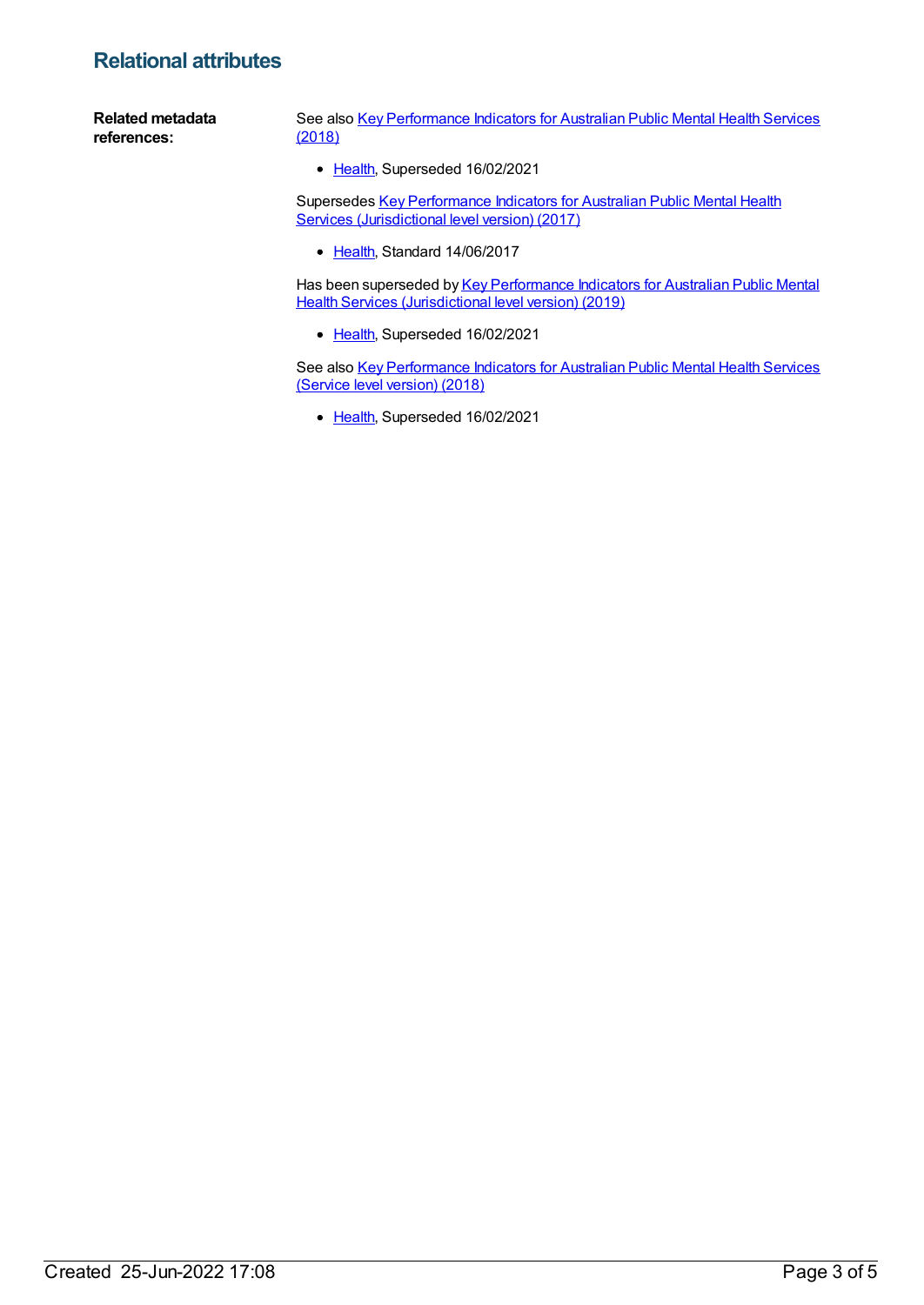## Relational attributes

**Related metadata references:**

See also Key Performance Indicators for Australian Public Mental Health Services (2018)

- Health, Superseded 16/02/2021

Supersedes Key Performance Indicators for Australian Public Mental Health Services (Jurisdictional level version) (2017)

- Health, Standard 14/06/2017

Has been superseded by Key Performance Indicators for Australian Public Mental Health Services (Jurisdictional level version) (2019)

- Health, Superseded 16/02/2021

See also Key Performance Indicators for Australian Public Mental Health Services (Service level version) (2018)

- Health, Superseded 16/02/2021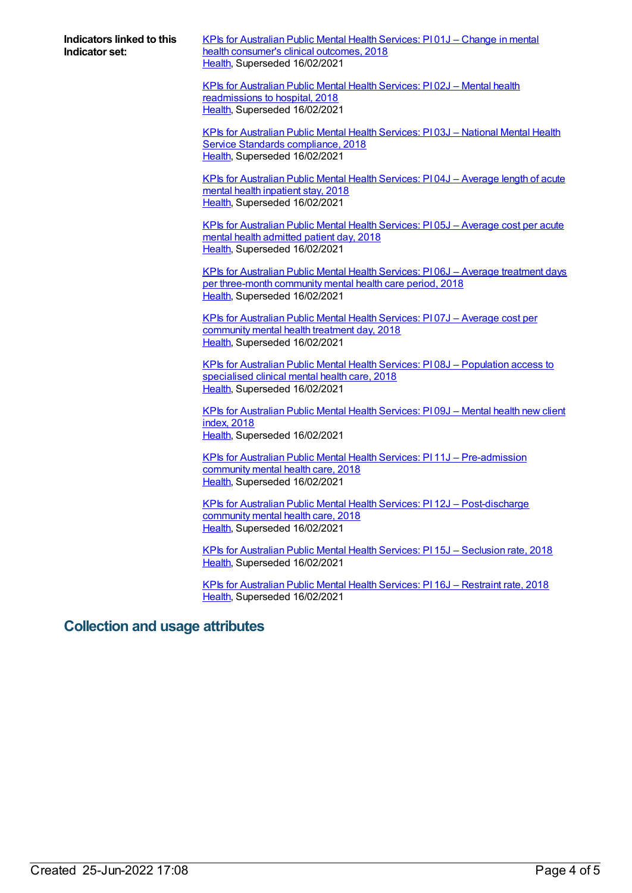**Indicators linked to this Indicator set:**

KPIs for Australian Public Mental Health Services: PI 01J – Change in mental health consumer's clinical outcomes, 2018
Health, Superseded 16/02/2021

KPIs for Australian Public Mental Health Services: PI 02J – Mental health readmissions to hospital, 2018
Health, Superseded 16/02/2021

KPIs for Australian Public Mental Health Services: PI 03J – National Mental Health Service Standards compliance, 2018
Health, Superseded 16/02/2021

KPIs for Australian Public Mental Health Services: PI 04J – Average length of acute mental health inpatient stay, 2018
Health, Superseded 16/02/2021

KPIs for Australian Public Mental Health Services: PI 05J – Average cost per acute mental health admitted patient day, 2018
Health, Superseded 16/02/2021

KPIs for Australian Public Mental Health Services: PI 06J – Average treatment days per three-month community mental health care period, 2018
Health, Superseded 16/02/2021

KPIs for Australian Public Mental Health Services: PI 07J – Average cost per community mental health treatment day, 2018
Health, Superseded 16/02/2021

KPIs for Australian Public Mental Health Services: PI 08J – Population access to specialised clinical mental health care, 2018
Health, Superseded 16/02/2021

KPIs for Australian Public Mental Health Services: PI 09J – Mental health new client index, 2018
Health, Superseded 16/02/2021

KPIs for Australian Public Mental Health Services: PI 11J – Pre-admission community mental health care, 2018
Health, Superseded 16/02/2021

KPIs for Australian Public Mental Health Services: PI 12J – Post-discharge community mental health care, 2018
Health, Superseded 16/02/2021

KPIs for Australian Public Mental Health Services: PI 15J – Seclusion rate, 2018
Health, Superseded 16/02/2021

KPIs for Australian Public Mental Health Services: PI 16J – Restraint rate, 2018
Health, Superseded 16/02/2021

## Collection and usage attributes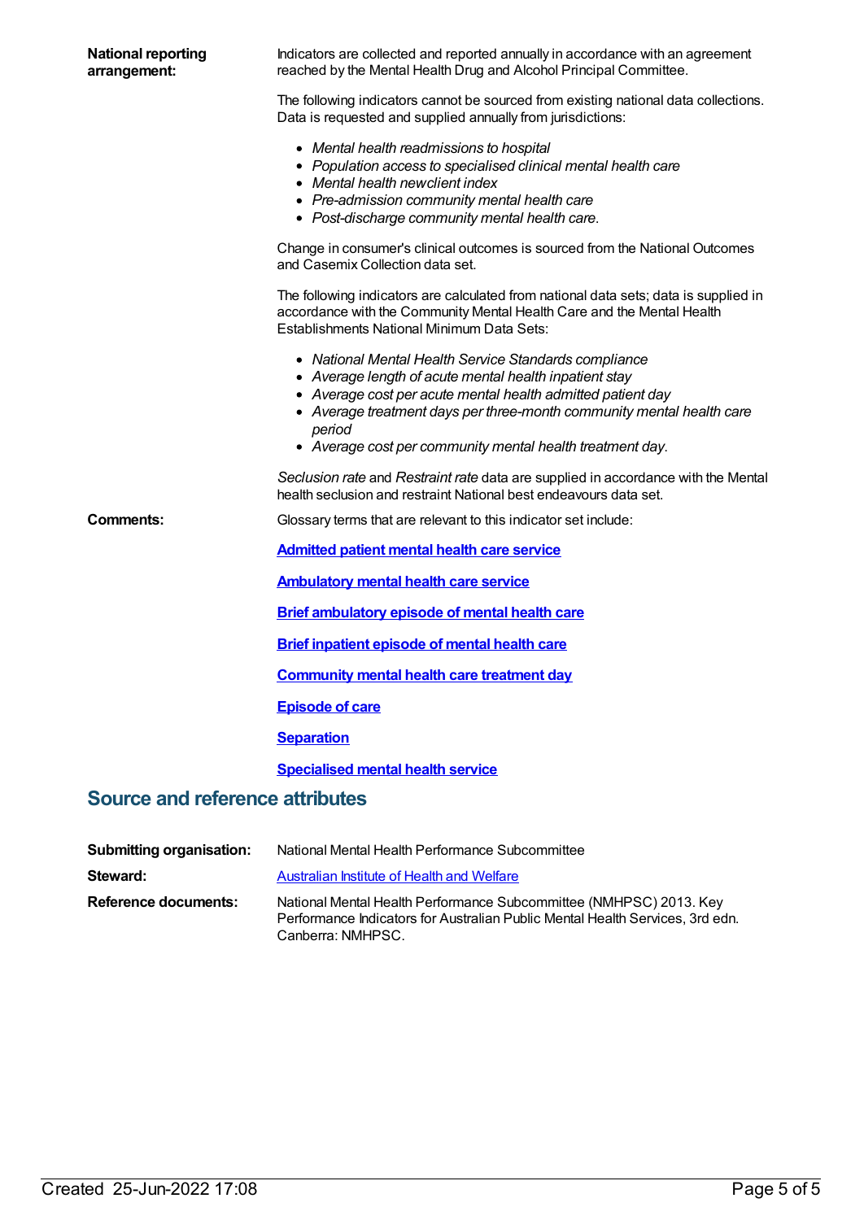**National reporting arrangement:**

Indicators are collected and reported annually in accordance with an agreement reached by the Mental Health Drug and Alcohol Principal Committee.

The following indicators cannot be sourced from existing national data collections. Data is requested and supplied annually from jurisdictions:

- *Mental health readmissions to hospital*
- *Population access to specialised clinical mental health care*
- *Mental health newclient index*
- *Pre-admission community mental health care*
- *Post-discharge community mental health care*.

Change in consumer's clinical outcomes is sourced from the National Outcomes and Casemix Collection data set.

The following indicators are calculated from national data sets; data is supplied in accordance with the Community Mental Health Care and the Mental Health Establishments National Minimum Data Sets:

- *National Mental Health Service Standards compliance*
- *Average length of acute mental health inpatient stay*
- *Average cost per acute mental health admitted patient day*
- *Average treatment days per three-month community mental health care period*
- *Average cost per community mental health treatment day*.

*Seclusion rate* and *Restraint rate* data are supplied in accordance with the Mental health seclusion and restraint National best endeavours data set.

**Comments:**

Glossary terms that are relevant to this indicator set include:

**Admitted patient mental health care service**

**Ambulatory mental health care service**

**Brief ambulatory episode of mental health care**

**Brief inpatient episode of mental health care**

**Community mental health care treatment day**

**Episode of care**

**Separation**

**Specialised mental health service**

## Source and reference attributes

**Submitting organisation:** National Mental Health Performance Subcommittee

**Steward:** Australian Institute of Health and Welfare

**Reference documents:** National Mental Health Performance Subcommittee (NMHPSC) 2013. Key Performance Indicators for Australian Public Mental Health Services, 3rd edn. Canberra: NMHPSC.